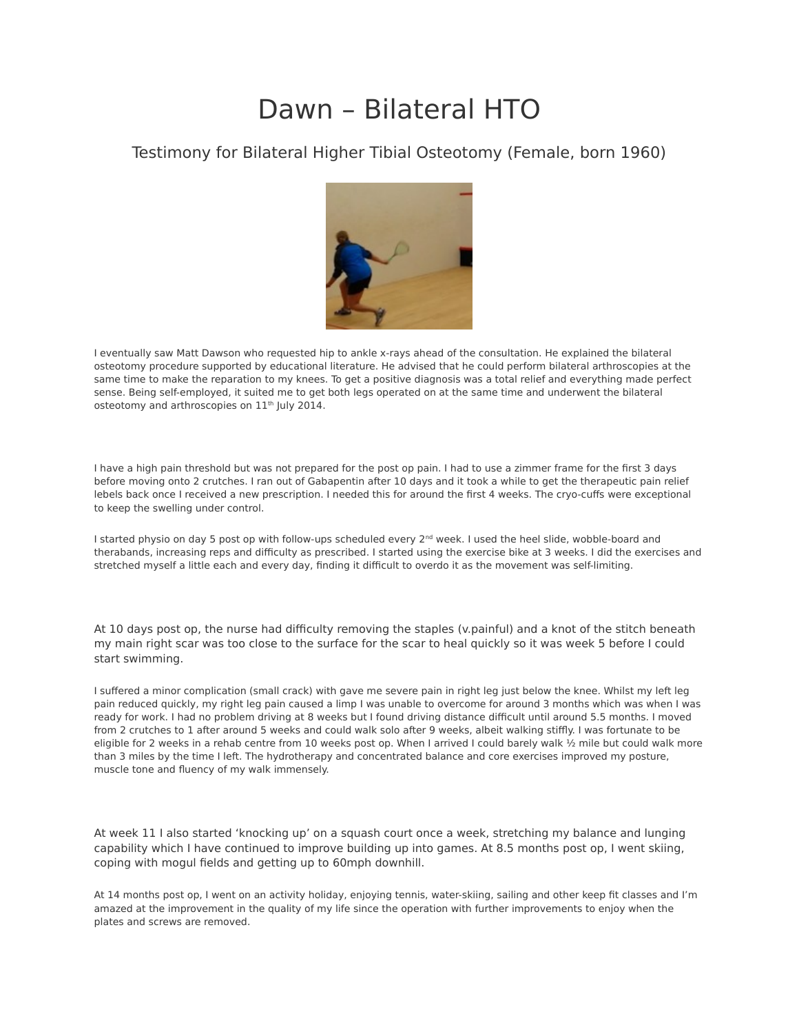# Dawn – Bilateral HTO

## Testimony for Bilateral Higher Tibial Osteotomy (Female, born 1960)

I eventually saw Matt Dawson who requested hip to ankle x-rays ahead of the consultation. He explained the bilateral osteotomy procedure supported by educational literature. He advised that he could perform bilateral arthroscopies at the same time to make the reparation to my knees. To get a positive diagnosis was a total relief and everything made perfect sense. Being self-employed, it suited me to get both legs operated on at the same time and underwent the bilateral osteotomy and arthroscopies on 11th July 2014.

I have a high pain threshold but was not prepared for the post op pain. I had to use a zimmer frame for the first 3 days before moving onto 2 crutches. I ran out of Gabapentin after 10 days and it took a while to get the therapeutic pain relief lebels back once I received a new prescription. I needed this for around the first 4 weeks. The cryo-cuffs were exceptional to keep the swelling under control.

I started physio on day 5 post op with follow-ups scheduled every 2nd week. I used the heel slide, wobble-board and therabands, increasing reps and difficulty as prescribed. I started using the exercise bike at 3 weeks. I did the exercises and stretched myself a little each and every day, finding it difficult to overdo it as the movement was self-limiting.

At 10 days post op, the nurse had difficulty removing the staples (v.painful) and a knot of the stitch beneath my main right scar was too close to the surface for the scar to heal quickly so it was week 5 before I could start swimming.

I suffered a minor complication (small crack) with gave me severe pain in right leg just below the knee. Whilst my left leg pain reduced quickly, my right leg pain caused a limp I was unable to overcome for around 3 months which was when I was ready for work. I had no problem driving at 8 weeks but I found driving distance difficult until around 5.5 months. I moved from 2 crutches to 1 after around 5 weeks and could walk solo after 9 weeks, albeit walking stiffly. I was fortunate to be eligible for 2 weeks in a rehab centre from 10 weeks post op. When I arrived I could barely walk ½ mile but could walk more than 3 miles by the time I left. The hydrotherapy and concentrated balance and core exercises improved my posture, muscle tone and fluency of my walk immensely.

At week 11 I also started 'knocking up' on a squash court once a week, stretching my balance and lunging capability which I have continued to improve building up into games. At 8.5 months post op, I went skiing, coping with mogul fields and getting up to 60mph downhill.

At 14 months post op, I went on an activity holiday, enjoying tennis, water-skiing, sailing and other keep fit classes and I'm amazed at the improvement in the quality of my life since the operation with further improvements to enjoy when the plates and screws are removed.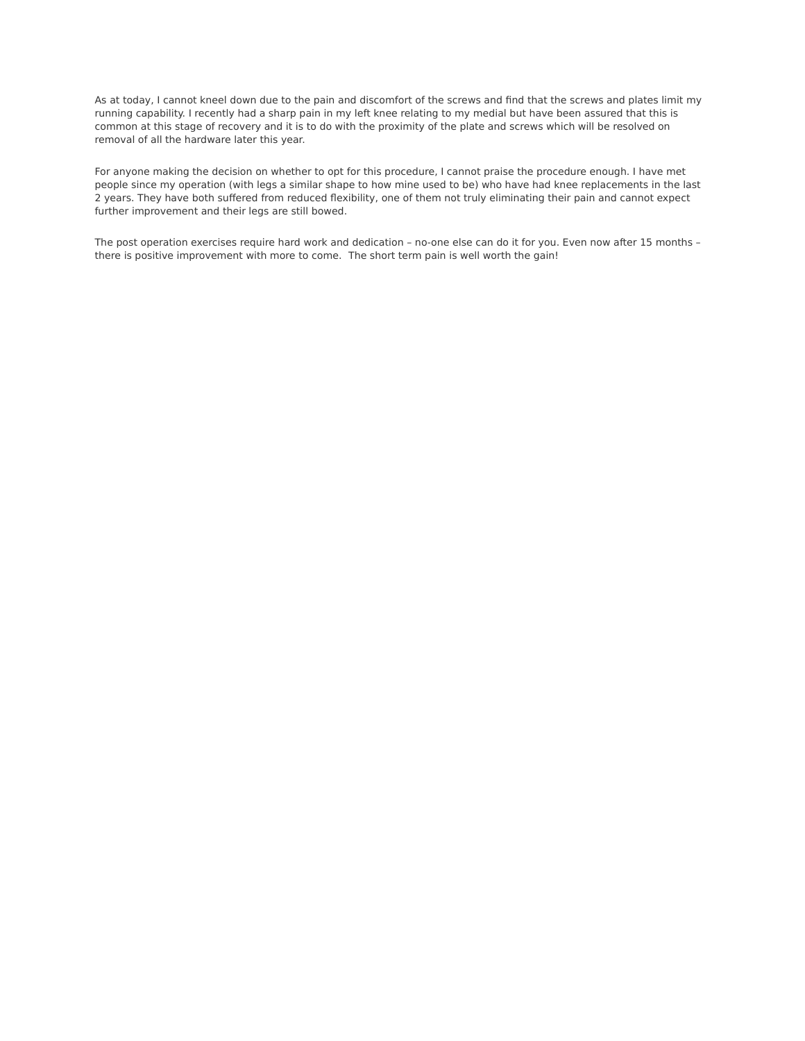As at today, I cannot kneel down due to the pain and discomfort of the screws and find that the screws and plates limit my running capability. I recently had a sharp pain in my left knee relating to my medial but have been assured that this is common at this stage of recovery and it is to do with the proximity of the plate and screws which will be resolved on removal of all the hardware later this year.

For anyone making the decision on whether to opt for this procedure, I cannot praise the procedure enough. I have met people since my operation (with legs a similar shape to how mine used to be) who have had knee replacements in the last 2 years. They have both suffered from reduced flexibility, one of them not truly eliminating their pain and cannot expect further improvement and their legs are still bowed.

The post operation exercises require hard work and dedication – no-one else can do it for you. Even now after 15 months – there is positive improvement with more to come.  The short term pain is well worth the gain!